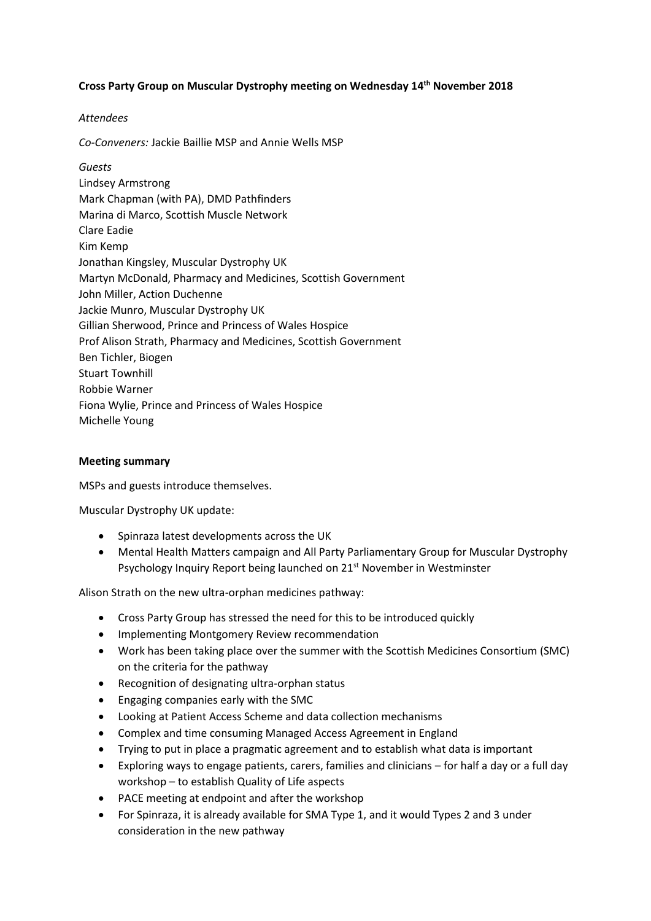**Cross Party Group on Muscular Dystrophy meeting on Wednesday 14th November 2018**

*Attendees*

*Co-Conveners:* Jackie Baillie MSP and Annie Wells MSP

*Guests*
Lindsey Armstrong
Mark Chapman (with PA), DMD Pathfinders
Marina di Marco, Scottish Muscle Network
Clare Eadie
Kim Kemp
Jonathan Kingsley, Muscular Dystrophy UK
Martyn McDonald, Pharmacy and Medicines, Scottish Government
John Miller, Action Duchenne
Jackie Munro, Muscular Dystrophy UK
Gillian Sherwood, Prince and Princess of Wales Hospice
Prof Alison Strath, Pharmacy and Medicines, Scottish Government
Ben Tichler, Biogen
Stuart Townhill
Robbie Warner
Fiona Wylie, Prince and Princess of Wales Hospice
Michelle Young

**Meeting summary**

MSPs and guests introduce themselves.

Muscular Dystrophy UK update:

- Spinraza latest developments across the UK
- Mental Health Matters campaign and All Party Parliamentary Group for Muscular Dystrophy Psychology Inquiry Report being launched on 21st November in Westminster

Alison Strath on the new ultra-orphan medicines pathway:

- Cross Party Group has stressed the need for this to be introduced quickly
- Implementing Montgomery Review recommendation
- Work has been taking place over the summer with the Scottish Medicines Consortium (SMC) on the criteria for the pathway
- Recognition of designating ultra-orphan status
- Engaging companies early with the SMC
- Looking at Patient Access Scheme and data collection mechanisms
- Complex and time consuming Managed Access Agreement in England
- Trying to put in place a pragmatic agreement and to establish what data is important
- Exploring ways to engage patients, carers, families and clinicians – for half a day or a full day workshop – to establish Quality of Life aspects
- PACE meeting at endpoint and after the workshop
- For Spinraza, it is already available for SMA Type 1, and it would Types 2 and 3 under consideration in the new pathway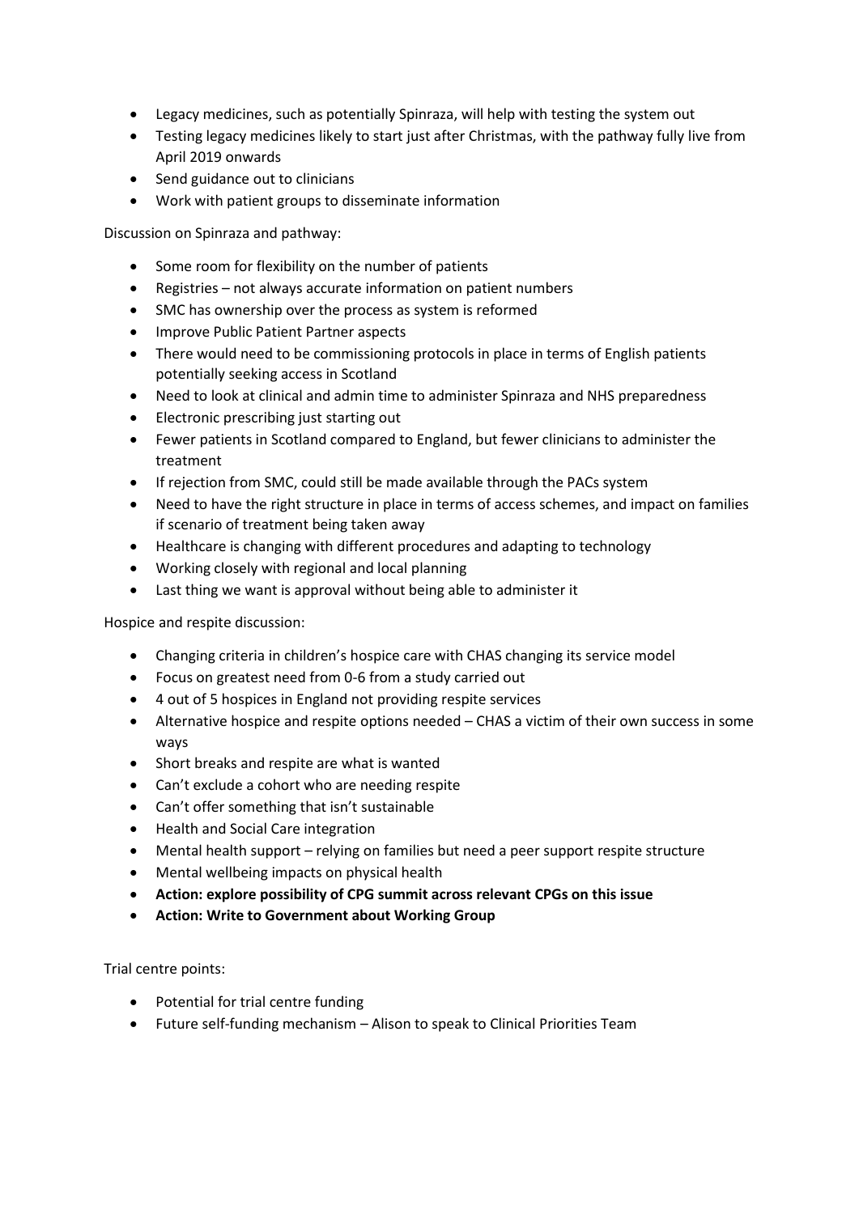- Legacy medicines, such as potentially Spinraza, will help with testing the system out
- Testing legacy medicines likely to start just after Christmas, with the pathway fully live from April 2019 onwards
- Send guidance out to clinicians
- Work with patient groups to disseminate information

Discussion on Spinraza and pathway:

- Some room for flexibility on the number of patients
- Registries – not always accurate information on patient numbers
- SMC has ownership over the process as system is reformed
- Improve Public Patient Partner aspects
- There would need to be commissioning protocols in place in terms of English patients potentially seeking access in Scotland
- Need to look at clinical and admin time to administer Spinraza and NHS preparedness
- Electronic prescribing just starting out
- Fewer patients in Scotland compared to England, but fewer clinicians to administer the treatment
- If rejection from SMC, could still be made available through the PACs system
- Need to have the right structure in place in terms of access schemes, and impact on families if scenario of treatment being taken away
- Healthcare is changing with different procedures and adapting to technology
- Working closely with regional and local planning
- Last thing we want is approval without being able to administer it

Hospice and respite discussion:

- Changing criteria in children's hospice care with CHAS changing its service model
- Focus on greatest need from 0-6 from a study carried out
- 4 out of 5 hospices in England not providing respite services
- Alternative hospice and respite options needed – CHAS a victim of their own success in some ways
- Short breaks and respite are what is wanted
- Can't exclude a cohort who are needing respite
- Can't offer something that isn't sustainable
- Health and Social Care integration
- Mental health support – relying on families but need a peer support respite structure
- Mental wellbeing impacts on physical health
- **Action: explore possibility of CPG summit across relevant CPGs on this issue**
- **Action: Write to Government about Working Group**

Trial centre points:

- Potential for trial centre funding
- Future self-funding mechanism – Alison to speak to Clinical Priorities Team